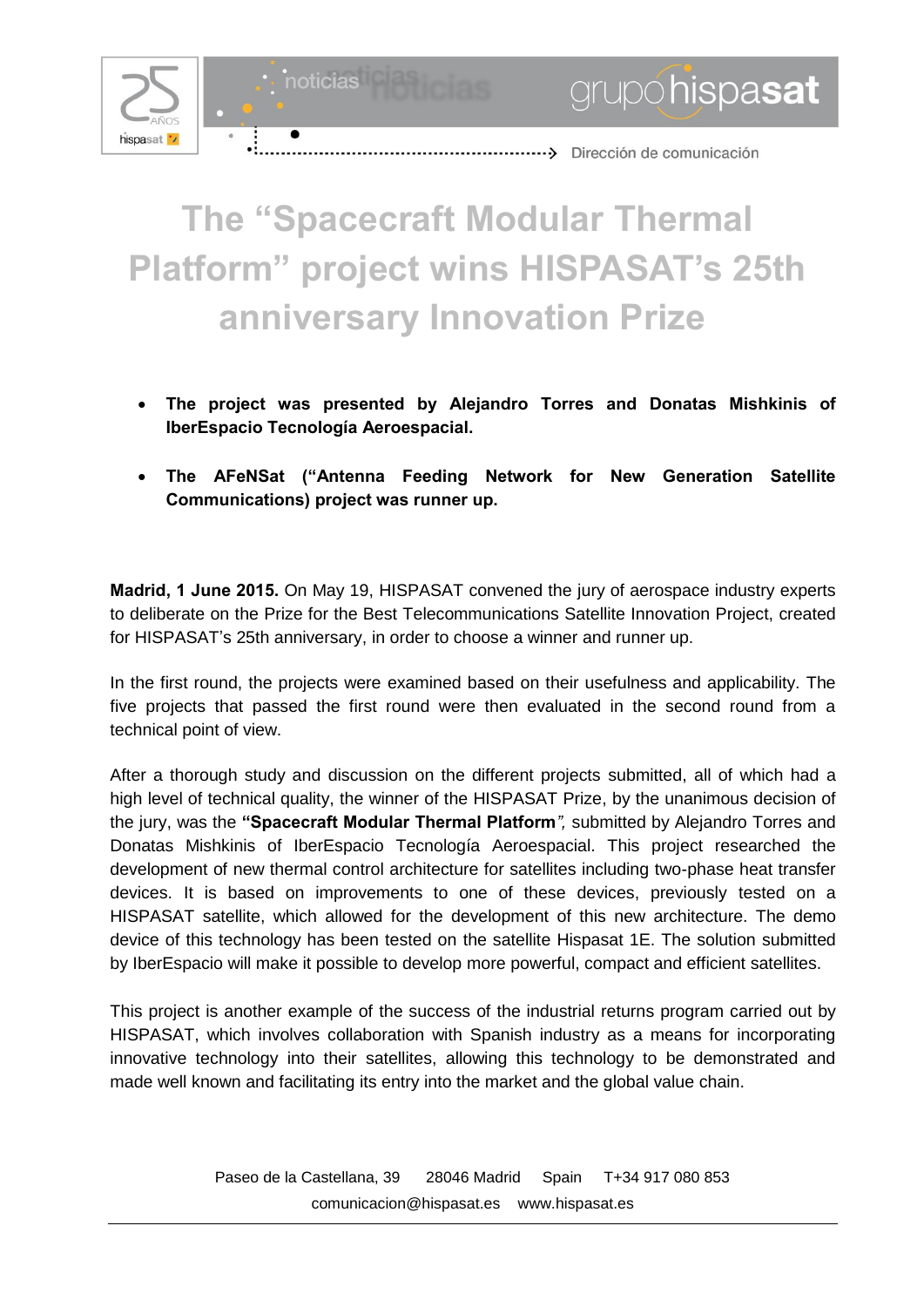# The "Spacecraft Modular Thermal Platform" project wins HISPASAT's 25th anniversary Innovation Prize

- **The project was presented by Alejandro Torres and Donatas Mishkinis of IberEspacio Tecnología Aeroespacial.**
- **The AFeNSat ("Antenna Feeding Network for New Generation Satellite Communications) project was runner up.**

**Madrid, 1 June 2015.** On May 19, HISPASAT convened the jury of aerospace industry experts to deliberate on the Prize for the Best Telecommunications Satellite Innovation Project, created for HISPASAT's 25th anniversary, in order to choose a winner and runner up.

In the first round, the projects were examined based on their usefulness and applicability. The five projects that passed the first round were then evaluated in the second round from a technical point of view.

After a thorough study and discussion on the different projects submitted, all of which had a high level of technical quality, the winner of the HISPASAT Prize, by the unanimous decision of the jury, was the **"Spacecraft Modular Thermal Platform***"*, submitted by Alejandro Torres and Donatas Mishkinis of IberEspacio Tecnología Aeroespacial. This project researched the development of new thermal control architecture for satellites including two-phase heat transfer devices. It is based on improvements to one of these devices, previously tested on a HISPASAT satellite, which allowed for the development of this new architecture. The demo device of this technology has been tested on the satellite Hispasat 1E. The solution submitted by IberEspacio will make it possible to develop more powerful, compact and efficient satellites.

This project is another example of the success of the industrial returns program carried out by HISPASAT, which involves collaboration with Spanish industry as a means for incorporating innovative technology into their satellites, allowing this technology to be demonstrated and made well known and facilitating its entry into the market and the global value chain.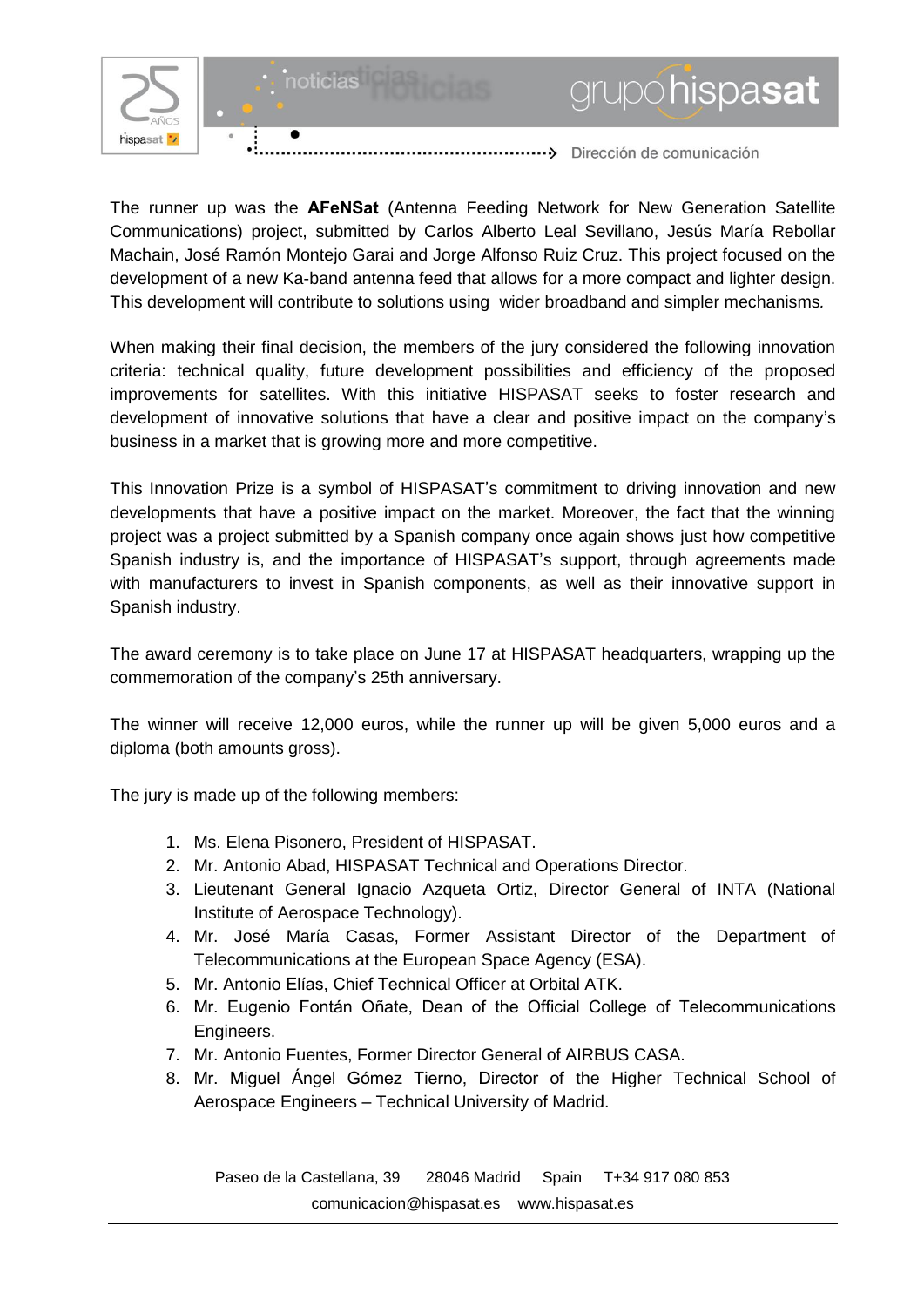The runner up was the **AFeNSat** (Antenna Feeding Network for New Generation Satellite Communications) project, submitted by Carlos Alberto Leal Sevillano, Jesús María Rebollar Machain, José Ramón Montejo Garai and Jorge Alfonso Ruiz Cruz. This project focused on the development of a new Ka-band antenna feed that allows for a more compact and lighter design. This development will contribute to solutions using wider broadband and simpler mechanisms.

When making their final decision, the members of the jury considered the following innovation criteria: technical quality, future development possibilities and efficiency of the proposed improvements for satellites. With this initiative HISPASAT seeks to foster research and development of innovative solutions that have a clear and positive impact on the company's business in a market that is growing more and more competitive.

This Innovation Prize is a symbol of HISPASAT's commitment to driving innovation and new developments that have a positive impact on the market. Moreover, the fact that the winning project was a project submitted by a Spanish company once again shows just how competitive Spanish industry is, and the importance of HISPASAT's support, through agreements made with manufacturers to invest in Spanish components, as well as their innovative support in Spanish industry.

The award ceremony is to take place on June 17 at HISPASAT headquarters, wrapping up the commemoration of the company's 25th anniversary.

The winner will receive 12,000 euros, while the runner up will be given 5,000 euros and a diploma (both amounts gross).

The jury is made up of the following members:

1. Ms. Elena Pisonero, President of HISPASAT.
2. Mr. Antonio Abad, HISPASAT Technical and Operations Director.
3. Lieutenant General Ignacio Azqueta Ortiz, Director General of INTA (National Institute of Aerospace Technology).
4. Mr. José María Casas, Former Assistant Director of the Department of Telecommunications at the European Space Agency (ESA).
5. Mr. Antonio Elías, Chief Technical Officer at Orbital ATK.
6. Mr. Eugenio Fontán Oñate, Dean of the Official College of Telecommunications Engineers.
7. Mr. Antonio Fuentes, Former Director General of AIRBUS CASA.
8. Mr. Miguel Ángel Gómez Tierno, Director of the Higher Technical School of Aerospace Engineers – Technical University of Madrid.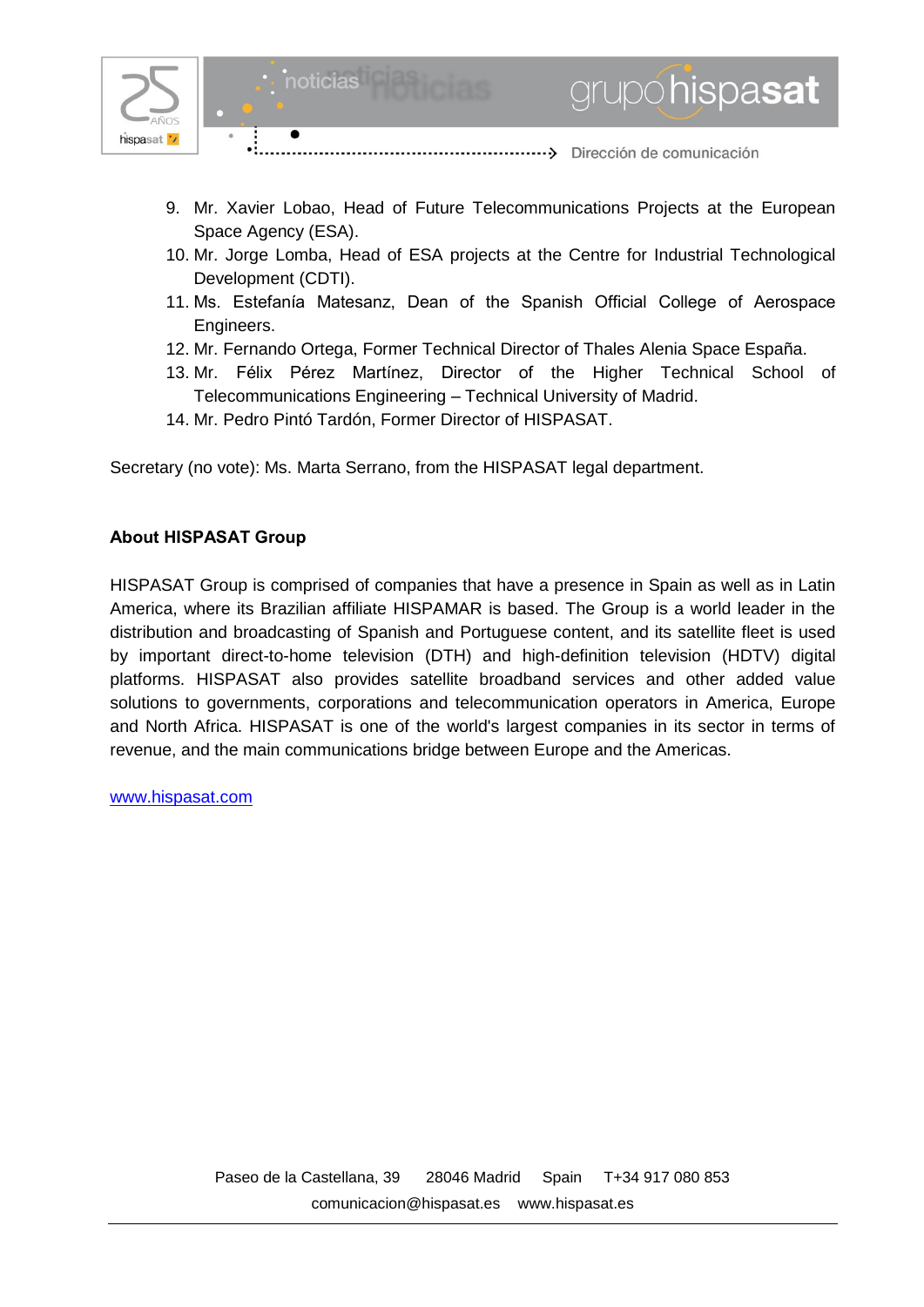9. Mr. Xavier Lobao, Head of Future Telecommunications Projects at the European Space Agency (ESA).
10. Mr. Jorge Lomba, Head of ESA projects at the Centre for Industrial Technological Development (CDTI).
11. Ms. Estefanía Matesanz, Dean of the Spanish Official College of Aerospace Engineers.
12. Mr. Fernando Ortega, Former Technical Director of Thales Alenia Space España.
13. Mr. Félix Pérez Martínez, Director of the Higher Technical School of Telecommunications Engineering – Technical University of Madrid.
14. Mr. Pedro Pintó Tardón, Former Director of HISPASAT.

Secretary (no vote): Ms. Marta Serrano, from the HISPASAT legal department.

**About HISPASAT Group**

HISPASAT Group is comprised of companies that have a presence in Spain as well as in Latin America, where its Brazilian affiliate HISPAMAR is based. The Group is a world leader in the distribution and broadcasting of Spanish and Portuguese content, and its satellite fleet is used by important direct-to-home television (DTH) and high-definition television (HDTV) digital platforms. HISPASAT also provides satellite broadband services and other added value solutions to governments, corporations and telecommunication operators in America, Europe and North Africa. HISPASAT is one of the world's largest companies in its sector in terms of revenue, and the main communications bridge between Europe and the Americas.

[www.hispasat.com](http://www.hispasat.com)